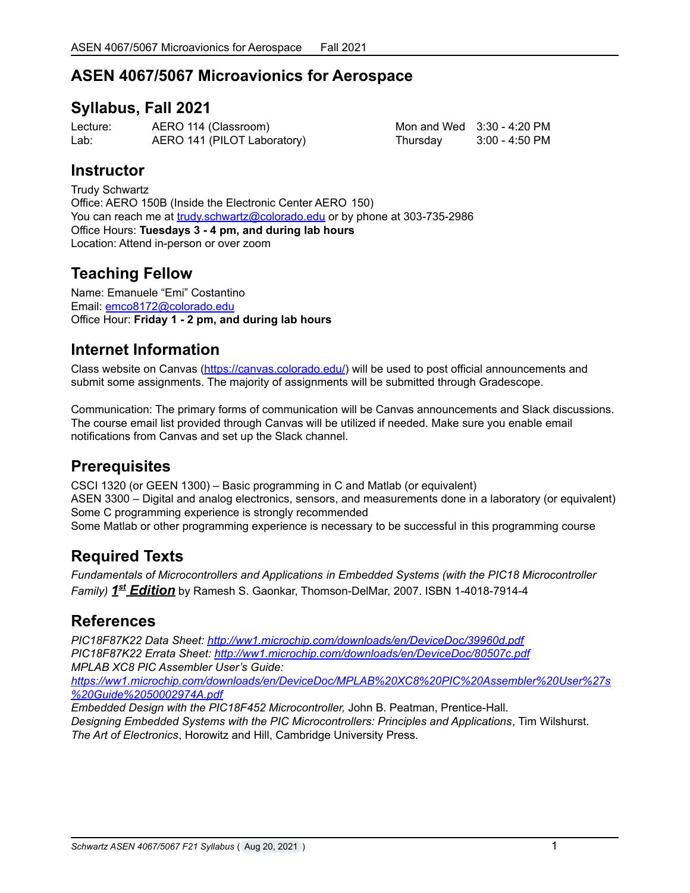# ASEN 4067/5067 Microavionics for Aerospace

## Syllabus, Fall 2021

| | | | |
|---|---|---|---|
| Lecture: | AERO 114 (Classroom) | Mon and Wed | 3:30 - 4:20 PM |
| Lab: | AERO 141 (PILOT Laboratory) | Thursday | 3:00 - 4:50 PM |

## Instructor

Trudy Schwartz
Office: AERO 150B (Inside the Electronic Center AERO 150)
You can reach me at trudy.schwartz@colorado.edu or by phone at 303-735-2986
Office Hours: **Tuesdays 3 - 4 pm, and during lab hours**
Location: Attend in-person or over zoom

## Teaching Fellow

Name: Emanuele "Emi" Costantino
Email: emco8172@colorado.edu
Office Hour: **Friday 1 - 2 pm, and during lab hours**

## Internet Information

Class website on Canvas (https://canvas.colorado.edu/) will be used to post official announcements and submit some assignments. The majority of assignments will be submitted through Gradescope.

Communication: The primary forms of communication will be Canvas announcements and Slack discussions. The course email list provided through Canvas will be utilized if needed. Make sure you enable email notifications from Canvas and set up the Slack channel.

## Prerequisites

CSCI 1320 (or GEEN 1300) – Basic programming in C and Matlab (or equivalent)
ASEN 3300 – Digital and analog electronics, sensors, and measurements done in a laboratory (or equivalent)
Some C programming experience is strongly recommended
Some Matlab or other programming experience is necessary to be successful in this programming course

## Required Texts

*Fundamentals of Microcontrollers and Applications in Embedded Systems (with the PIC18 Microcontroller Family)* ***1st Edition*** by Ramesh S. Gaonkar, Thomson-DelMar, 2007. ISBN 1-4018-7914-4

## References

*PIC18F87K22 Data Sheet: http://ww1.microchip.com/downloads/en/DeviceDoc/39960d.pdf*
*PIC18F87K22 Errata Sheet: http://ww1.microchip.com/downloads/en/DeviceDoc/80507c.pdf*
*MPLAB XC8 PIC Assembler User's Guide: https://ww1.microchip.com/downloads/en/DeviceDoc/MPLAB%20XC8%20PIC%20Assembler%20User%27s%20Guide%2050002974A.pdf*
*Embedded Design with the PIC18F452 Microcontroller,* John B. Peatman, Prentice-Hall.
*Designing Embedded Systems with the PIC Microcontrollers: Principles and Applications*, Tim Wilshurst.
*The Art of Electronics*, Horowitz and Hill, Cambridge University Press.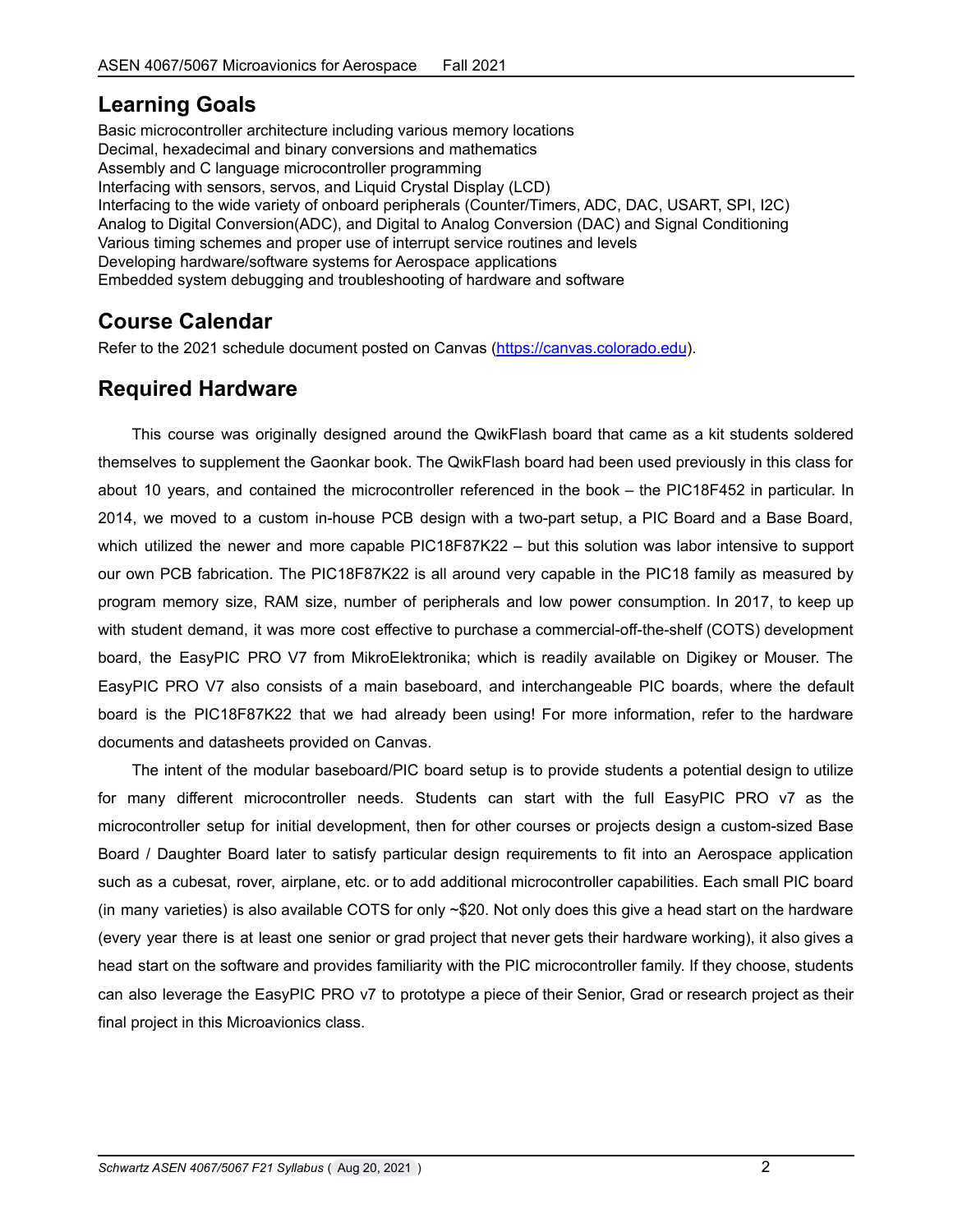## Learning Goals

Basic microcontroller architecture including various memory locations
Decimal, hexadecimal and binary conversions and mathematics
Assembly and C language microcontroller programming
Interfacing with sensors, servos, and Liquid Crystal Display (LCD)
Interfacing to the wide variety of onboard peripherals (Counter/Timers, ADC, DAC, USART, SPI, I2C)
Analog to Digital Conversion(ADC), and Digital to Analog Conversion (DAC) and Signal Conditioning
Various timing schemes and proper use of interrupt service routines and levels
Developing hardware/software systems for Aerospace applications
Embedded system debugging and troubleshooting of hardware and software

## Course Calendar

Refer to the 2021 schedule document posted on Canvas ([https://canvas.colorado.edu](https://canvas.colorado.edu)).

## Required Hardware

This course was originally designed around the QwikFlash board that came as a kit students soldered themselves to supplement the Gaonkar book. The QwikFlash board had been used previously in this class for about 10 years, and contained the microcontroller referenced in the book – the PIC18F452 in particular. In 2014, we moved to a custom in-house PCB design with a two-part setup, a PIC Board and a Base Board, which utilized the newer and more capable PIC18F87K22 – but this solution was labor intensive to support our own PCB fabrication. The PIC18F87K22 is all around very capable in the PIC18 family as measured by program memory size, RAM size, number of peripherals and low power consumption. In 2017, to keep up with student demand, it was more cost effective to purchase a commercial-off-the-shelf (COTS) development board, the EasyPIC PRO V7 from MikroElektronika; which is readily available on Digikey or Mouser. The EasyPIC PRO V7 also consists of a main baseboard, and interchangeable PIC boards, where the default board is the PIC18F87K22 that we had already been using! For more information, refer to the hardware documents and datasheets provided on Canvas.

The intent of the modular baseboard/PIC board setup is to provide students a potential design to utilize for many different microcontroller needs. Students can start with the full EasyPIC PRO v7 as the microcontroller setup for initial development, then for other courses or projects design a custom-sized Base Board / Daughter Board later to satisfy particular design requirements to fit into an Aerospace application such as a cubesat, rover, airplane, etc. or to add additional microcontroller capabilities. Each small PIC board (in many varieties) is also available COTS for only ~$20. Not only does this give a head start on the hardware (every year there is at least one senior or grad project that never gets their hardware working), it also gives a head start on the software and provides familiarity with the PIC microcontroller family. If they choose, students can also leverage the EasyPIC PRO v7 to prototype a piece of their Senior, Grad or research project as their final project in this Microavionics class.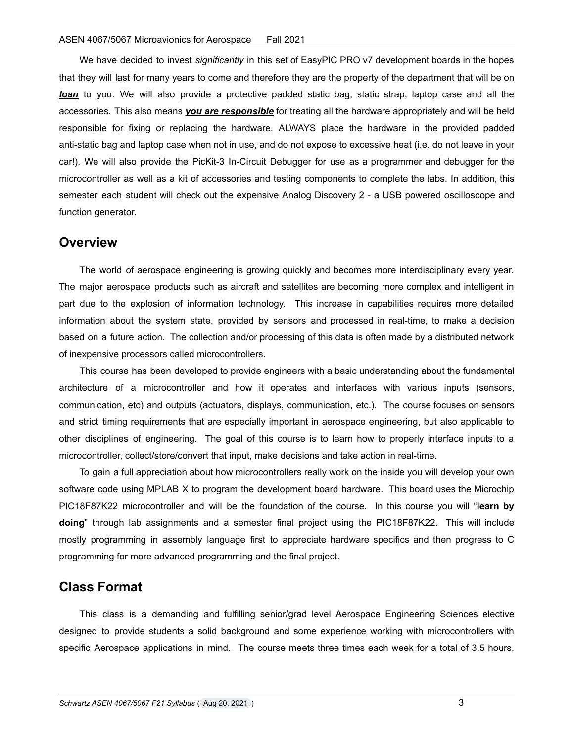We have decided to invest *significantly* in this set of EasyPIC PRO v7 development boards in the hopes that they will last for many years to come and therefore they are the property of the department that will be on ***loan*** to you. We will also provide a protective padded static bag, static strap, laptop case and all the accessories. This also means ***you are responsible*** for treating all the hardware appropriately and will be held responsible for fixing or replacing the hardware. ALWAYS place the hardware in the provided padded anti-static bag and laptop case when not in use, and do not expose to excessive heat (i.e. do not leave in your car!). We will also provide the PicKit-3 In-Circuit Debugger for use as a programmer and debugger for the microcontroller as well as a kit of accessories and testing components to complete the labs. In addition, this semester each student will check out the expensive Analog Discovery 2 - a USB powered oscilloscope and function generator.

## Overview

The world of aerospace engineering is growing quickly and becomes more interdisciplinary every year. The major aerospace products such as aircraft and satellites are becoming more complex and intelligent in part due to the explosion of information technology. This increase in capabilities requires more detailed information about the system state, provided by sensors and processed in real-time, to make a decision based on a future action. The collection and/or processing of this data is often made by a distributed network of inexpensive processors called microcontrollers.

This course has been developed to provide engineers with a basic understanding about the fundamental architecture of a microcontroller and how it operates and interfaces with various inputs (sensors, communication, etc) and outputs (actuators, displays, communication, etc.). The course focuses on sensors and strict timing requirements that are especially important in aerospace engineering, but also applicable to other disciplines of engineering. The goal of this course is to learn how to properly interface inputs to a microcontroller, collect/store/convert that input, make decisions and take action in real-time.

To gain a full appreciation about how microcontrollers really work on the inside you will develop your own software code using MPLAB X to program the development board hardware. This board uses the Microchip PIC18F87K22 microcontroller and will be the foundation of the course. In this course you will "**learn by doing**" through lab assignments and a semester final project using the PIC18F87K22. This will include mostly programming in assembly language first to appreciate hardware specifics and then progress to C programming for more advanced programming and the final project.

## Class Format

This class is a demanding and fulfilling senior/grad level Aerospace Engineering Sciences elective designed to provide students a solid background and some experience working with microcontrollers with specific Aerospace applications in mind. The course meets three times each week for a total of 3.5 hours.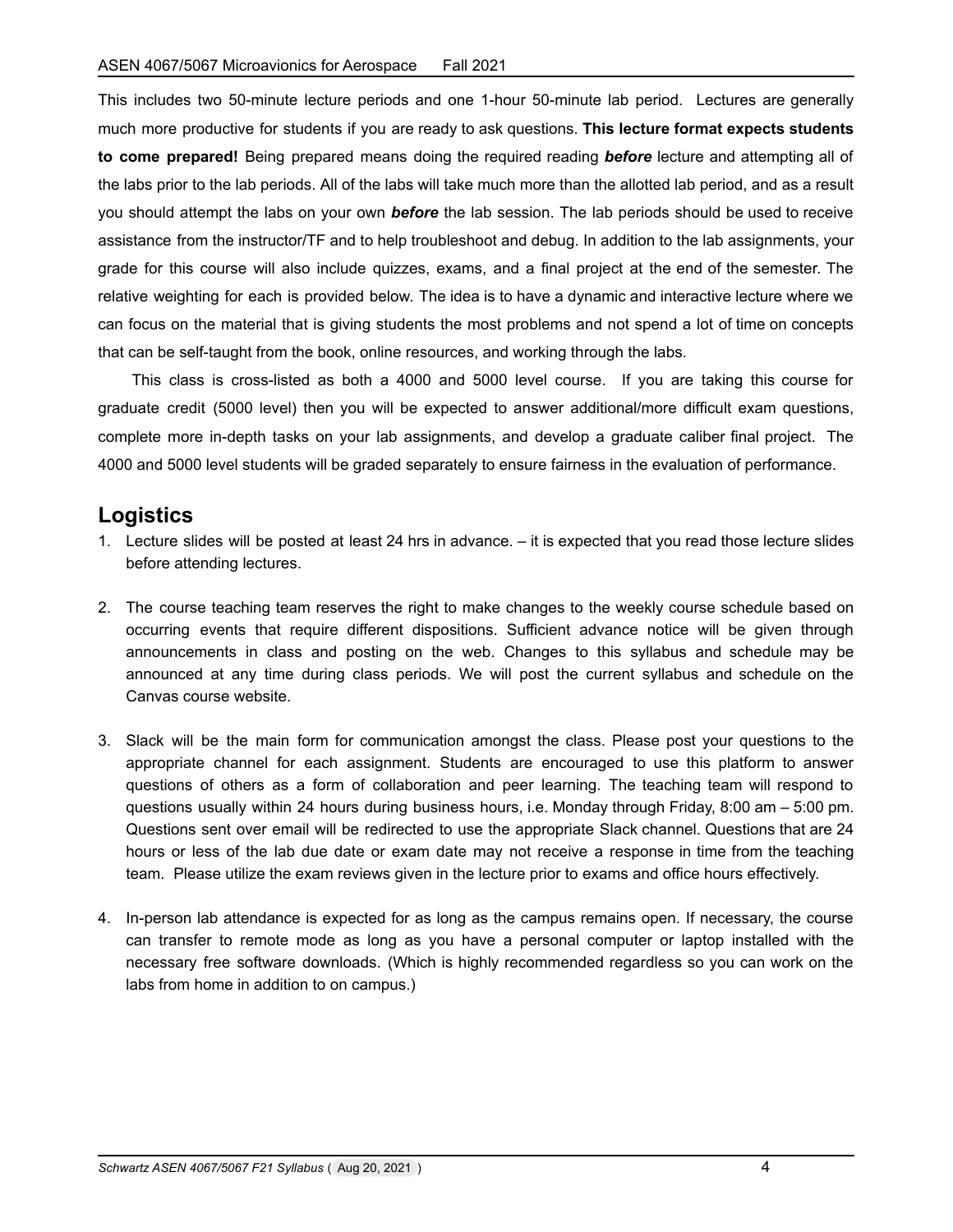This includes two 50-minute lecture periods and one 1-hour 50-minute lab period. Lectures are generally much more productive for students if you are ready to ask questions. **This lecture format expects students to come prepared!** Being prepared means doing the required reading ***before*** lecture and attempting all of the labs prior to the lab periods. All of the labs will take much more than the allotted lab period, and as a result you should attempt the labs on your own ***before*** the lab session. The lab periods should be used to receive assistance from the instructor/TF and to help troubleshoot and debug. In addition to the lab assignments, your grade for this course will also include quizzes, exams, and a final project at the end of the semester. The relative weighting for each is provided below. The idea is to have a dynamic and interactive lecture where we can focus on the material that is giving students the most problems and not spend a lot of time on concepts that can be self-taught from the book, online resources, and working through the labs.

This class is cross-listed as both a 4000 and 5000 level course. If you are taking this course for graduate credit (5000 level) then you will be expected to answer additional/more difficult exam questions, complete more in-depth tasks on your lab assignments, and develop a graduate caliber final project. The 4000 and 5000 level students will be graded separately to ensure fairness in the evaluation of performance.

## Logistics

1. Lecture slides will be posted at least 24 hrs in advance. – it is expected that you read those lecture slides before attending lectures.

2. The course teaching team reserves the right to make changes to the weekly course schedule based on occurring events that require different dispositions. Sufficient advance notice will be given through announcements in class and posting on the web. Changes to this syllabus and schedule may be announced at any time during class periods. We will post the current syllabus and schedule on the Canvas course website.

3. Slack will be the main form for communication amongst the class. Please post your questions to the appropriate channel for each assignment. Students are encouraged to use this platform to answer questions of others as a form of collaboration and peer learning. The teaching team will respond to questions usually within 24 hours during business hours, i.e. Monday through Friday, 8:00 am – 5:00 pm. Questions sent over email will be redirected to use the appropriate Slack channel. Questions that are 24 hours or less of the lab due date or exam date may not receive a response in time from the teaching team. Please utilize the exam reviews given in the lecture prior to exams and office hours effectively.

4. In-person lab attendance is expected for as long as the campus remains open. If necessary, the course can transfer to remote mode as long as you have a personal computer or laptop installed with the necessary free software downloads. (Which is highly recommended regardless so you can work on the labs from home in addition to on campus.)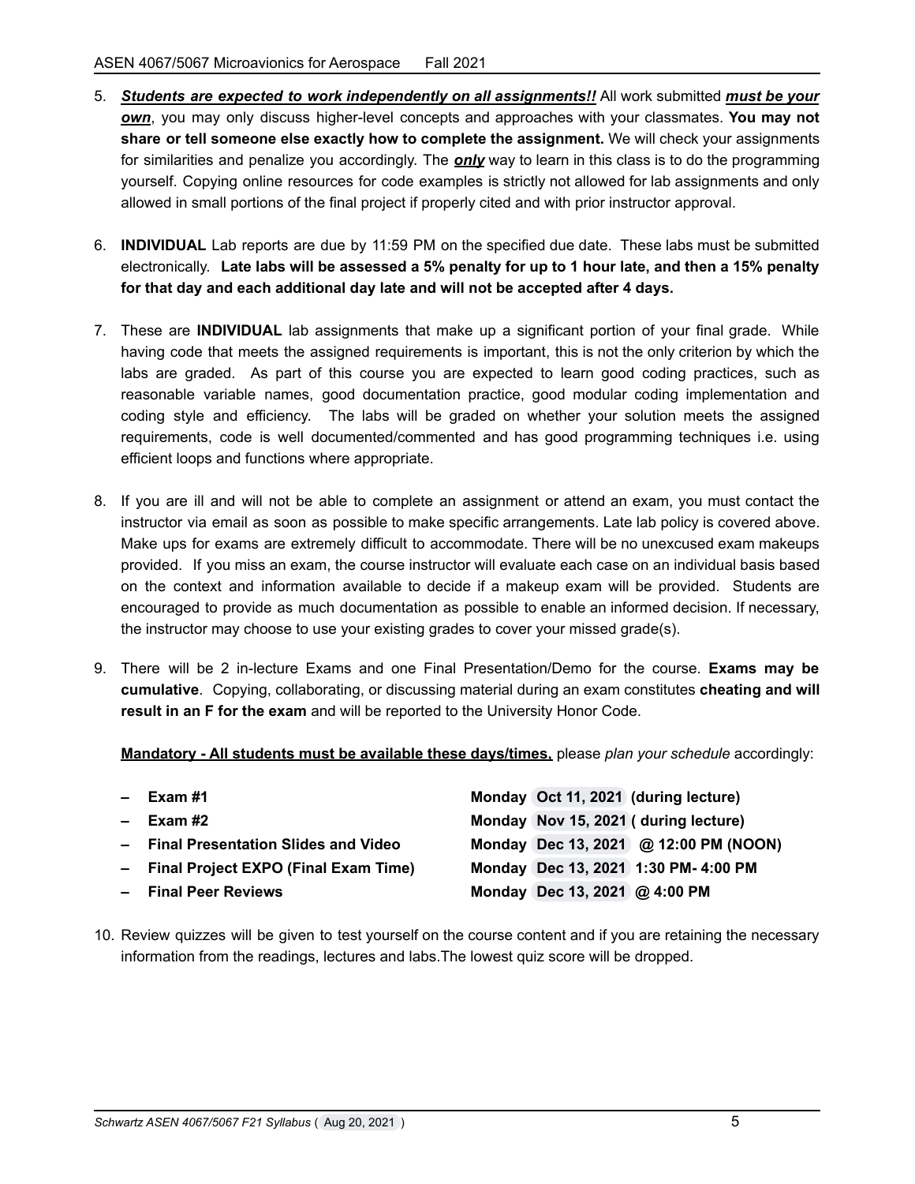5. ***Students are expected to work independently on all assignments!!*** All work submitted ***must be your own***, you may only discuss higher-level concepts and approaches with your classmates. **You may not share or tell someone else exactly how to complete the assignment.** We will check your assignments for similarities and penalize you accordingly. The ***only*** way to learn in this class is to do the programming yourself. Copying online resources for code examples is strictly not allowed for lab assignments and only allowed in small portions of the final project if properly cited and with prior instructor approval.

6. **INDIVIDUAL** Lab reports are due by 11:59 PM on the specified due date. These labs must be submitted electronically. **Late labs will be assessed a 5% penalty for up to 1 hour late, and then a 15% penalty for that day and each additional day late and will not be accepted after 4 days.**

7. These are **INDIVIDUAL** lab assignments that make up a significant portion of your final grade. While having code that meets the assigned requirements is important, this is not the only criterion by which the labs are graded. As part of this course you are expected to learn good coding practices, such as reasonable variable names, good documentation practice, good modular coding implementation and coding style and efficiency. The labs will be graded on whether your solution meets the assigned requirements, code is well documented/commented and has good programming techniques i.e. using efficient loops and functions where appropriate.

8. If you are ill and will not be able to complete an assignment or attend an exam, you must contact the instructor via email as soon as possible to make specific arrangements. Late lab policy is covered above. Make ups for exams are extremely difficult to accommodate. There will be no unexcused exam makeups provided. If you miss an exam, the course instructor will evaluate each case on an individual basis based on the context and information available to decide if a makeup exam will be provided. Students are encouraged to provide as much documentation as possible to enable an informed decision. If necessary, the instructor may choose to use your existing grades to cover your missed grade(s).

9. There will be 2 in-lecture Exams and one Final Presentation/Demo for the course. **Exams may be cumulative**. Copying, collaborating, or discussing material during an exam constitutes **cheating and will result in an F for the exam** and will be reported to the University Honor Code.

   **Mandatory - All students must be available these days/times,** please *plan your schedule* accordingly:

   - **Exam #1** — **Monday Oct 11, 2021 (during lecture)**
   - **Exam #2** — **Monday Nov 15, 2021 ( during lecture)**
   - **Final Presentation Slides and Video** — **Monday Dec 13, 2021 @ 12:00 PM (NOON)**
   - **Final Project EXPO (Final Exam Time)** — **Monday Dec 13, 2021 1:30 PM- 4:00 PM**
   - **Final Peer Reviews** — **Monday Dec 13, 2021 @ 4:00 PM**

10. Review quizzes will be given to test yourself on the course content and if you are retaining the necessary information from the readings, lectures and labs.The lowest quiz score will be dropped.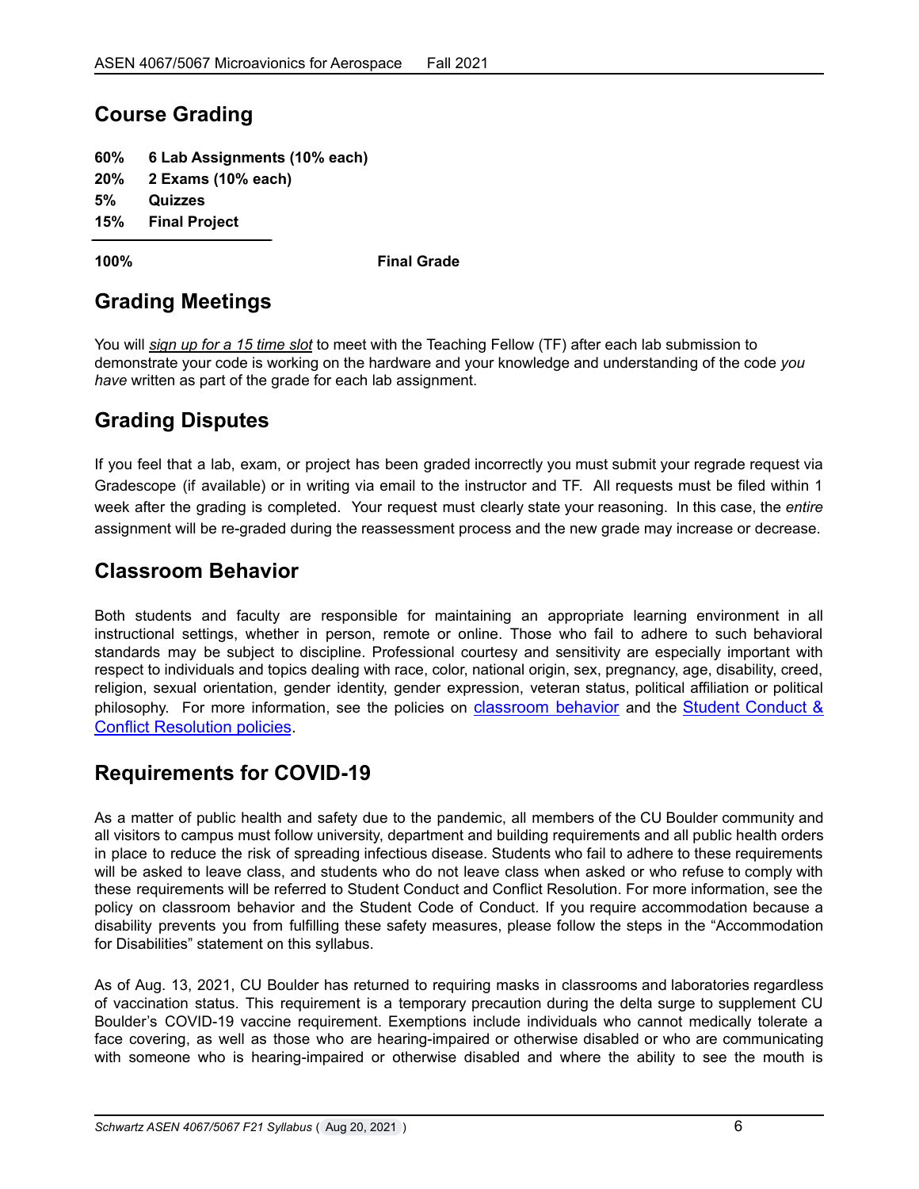## Course Grading

**60%** **6 Lab Assignments (10% each)**
**20%** **2 Exams (10% each)**
**5%** **Quizzes**
**15%** **Final Project**

**100%** **Final Grade**

## Grading Meetings

You will *sign up for a 15 time slot* to meet with the Teaching Fellow (TF) after each lab submission to demonstrate your code is working on the hardware and your knowledge and understanding of the code *you have* written as part of the grade for each lab assignment.

## Grading Disputes

If you feel that a lab, exam, or project has been graded incorrectly you must submit your regrade request via Gradescope (if available) or in writing via email to the instructor and TF. All requests must be filed within 1 week after the grading is completed. Your request must clearly state your reasoning. In this case, the *entire* assignment will be re-graded during the reassessment process and the new grade may increase or decrease.

## Classroom Behavior

Both students and faculty are responsible for maintaining an appropriate learning environment in all instructional settings, whether in person, remote or online. Those who fail to adhere to such behavioral standards may be subject to discipline. Professional courtesy and sensitivity are especially important with respect to individuals and topics dealing with race, color, national origin, sex, pregnancy, age, disability, creed, religion, sexual orientation, gender identity, gender expression, veteran status, political affiliation or political philosophy. For more information, see the policies on classroom behavior and the Student Conduct & Conflict Resolution policies.

## Requirements for COVID-19

As a matter of public health and safety due to the pandemic, all members of the CU Boulder community and all visitors to campus must follow university, department and building requirements and all public health orders in place to reduce the risk of spreading infectious disease. Students who fail to adhere to these requirements will be asked to leave class, and students who do not leave class when asked or who refuse to comply with these requirements will be referred to Student Conduct and Conflict Resolution. For more information, see the policy on classroom behavior and the Student Code of Conduct. If you require accommodation because a disability prevents you from fulfilling these safety measures, please follow the steps in the "Accommodation for Disabilities" statement on this syllabus.

As of Aug. 13, 2021, CU Boulder has returned to requiring masks in classrooms and laboratories regardless of vaccination status. This requirement is a temporary precaution during the delta surge to supplement CU Boulder's COVID-19 vaccine requirement. Exemptions include individuals who cannot medically tolerate a face covering, as well as those who are hearing-impaired or otherwise disabled or who are communicating with someone who is hearing-impaired or otherwise disabled and where the ability to see the mouth is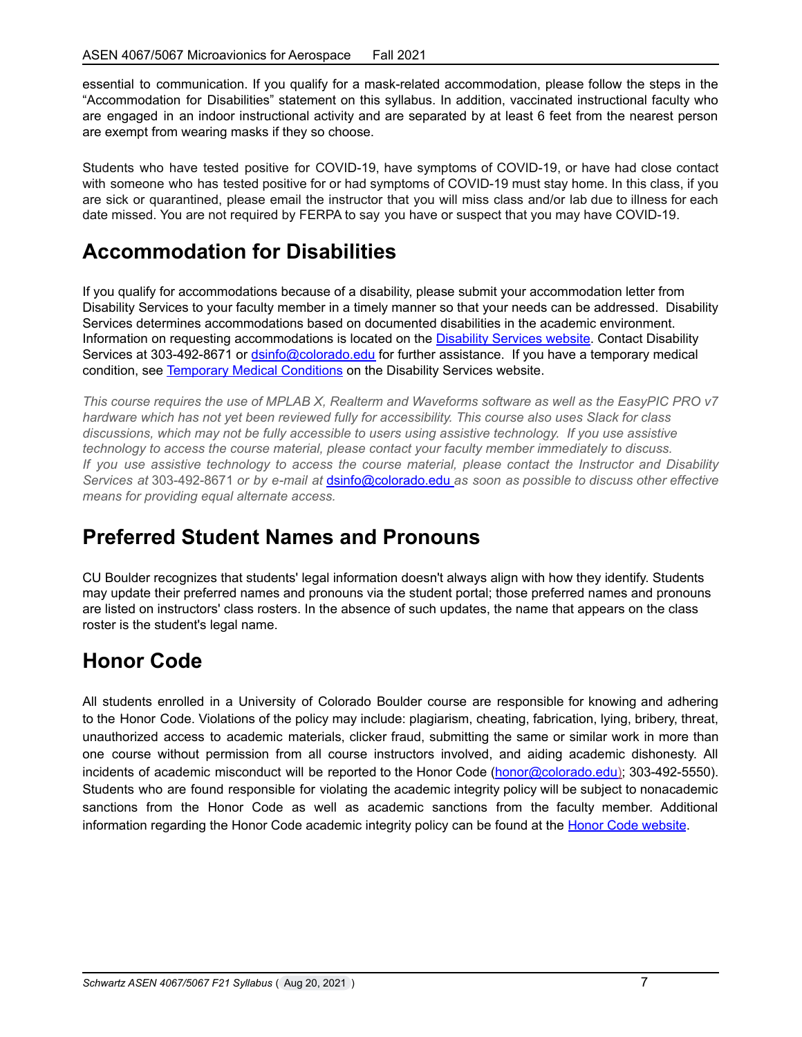essential to communication. If you qualify for a mask-related accommodation, please follow the steps in the "Accommodation for Disabilities" statement on this syllabus. In addition, vaccinated instructional faculty who are engaged in an indoor instructional activity and are separated by at least 6 feet from the nearest person are exempt from wearing masks if they so choose.

Students who have tested positive for COVID-19, have symptoms of COVID-19, or have had close contact with someone who has tested positive for or had symptoms of COVID-19 must stay home. In this class, if you are sick or quarantined, please email the instructor that you will miss class and/or lab due to illness for each date missed. You are not required by FERPA to say you have or suspect that you may have COVID-19.

# Accommodation for Disabilities

If you qualify for accommodations because of a disability, please submit your accommodation letter from Disability Services to your faculty member in a timely manner so that your needs can be addressed. Disability Services determines accommodations based on documented disabilities in the academic environment. Information on requesting accommodations is located on the [Disability Services website](). Contact Disability Services at 303-492-8671 or [dsinfo@colorado.edu]() for further assistance. If you have a temporary medical condition, see [Temporary Medical Conditions]() on the Disability Services website.

*This course requires the use of MPLAB X, Realterm and Waveforms software as well as the EasyPIC PRO v7 hardware which has not yet been reviewed fully for accessibility. This course also uses Slack for class discussions, which may not be fully accessible to users using assistive technology. If you use assistive technology to access the course material, please contact your faculty member immediately to discuss.*
*If you use assistive technology to access the course material, please contact the Instructor and Disability Services at* 303-492-8671 *or by e-mail at* [dsinfo@colorado.edu]() *as soon as possible to discuss other effective means for providing equal alternate access.*

# Preferred Student Names and Pronouns

CU Boulder recognizes that students' legal information doesn't always align with how they identify. Students may update their preferred names and pronouns via the student portal; those preferred names and pronouns are listed on instructors' class rosters. In the absence of such updates, the name that appears on the class roster is the student's legal name.

# Honor Code

All students enrolled in a University of Colorado Boulder course are responsible for knowing and adhering to the Honor Code. Violations of the policy may include: plagiarism, cheating, fabrication, lying, bribery, threat, unauthorized access to academic materials, clicker fraud, submitting the same or similar work in more than one course without permission from all course instructors involved, and aiding academic dishonesty. All incidents of academic misconduct will be reported to the Honor Code ([honor@colorado.edu]()); 303-492-5550). Students who are found responsible for violating the academic integrity policy will be subject to nonacademic sanctions from the Honor Code as well as academic sanctions from the faculty member. Additional information regarding the Honor Code academic integrity policy can be found at the [Honor Code website]().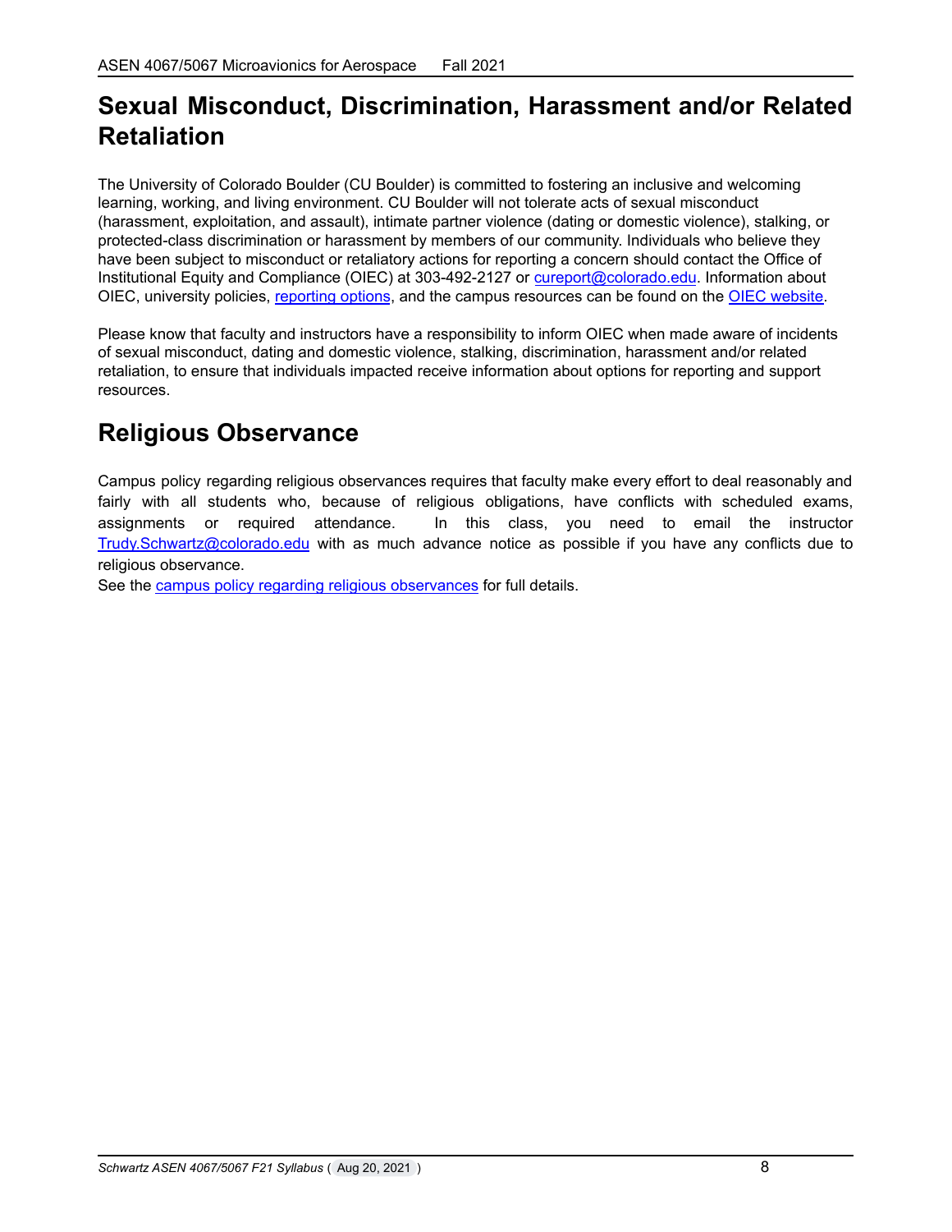# Sexual Misconduct, Discrimination, Harassment and/or Related Retaliation

The University of Colorado Boulder (CU Boulder) is committed to fostering an inclusive and welcoming learning, working, and living environment. CU Boulder will not tolerate acts of sexual misconduct (harassment, exploitation, and assault), intimate partner violence (dating or domestic violence), stalking, or protected-class discrimination or harassment by members of our community. Individuals who believe they have been subject to misconduct or retaliatory actions for reporting a concern should contact the Office of Institutional Equity and Compliance (OIEC) at 303-492-2127 or cureport@colorado.edu. Information about OIEC, university policies, reporting options, and the campus resources can be found on the OIEC website.

Please know that faculty and instructors have a responsibility to inform OIEC when made aware of incidents of sexual misconduct, dating and domestic violence, stalking, discrimination, harassment and/or related retaliation, to ensure that individuals impacted receive information about options for reporting and support resources.

# Religious Observance

Campus policy regarding religious observances requires that faculty make every effort to deal reasonably and fairly with all students who, because of religious obligations, have conflicts with scheduled exams, assignments or required attendance. In this class, you need to email the instructor Trudy.Schwartz@colorado.edu with as much advance notice as possible if you have any conflicts due to religious observance.

See the campus policy regarding religious observances for full details.